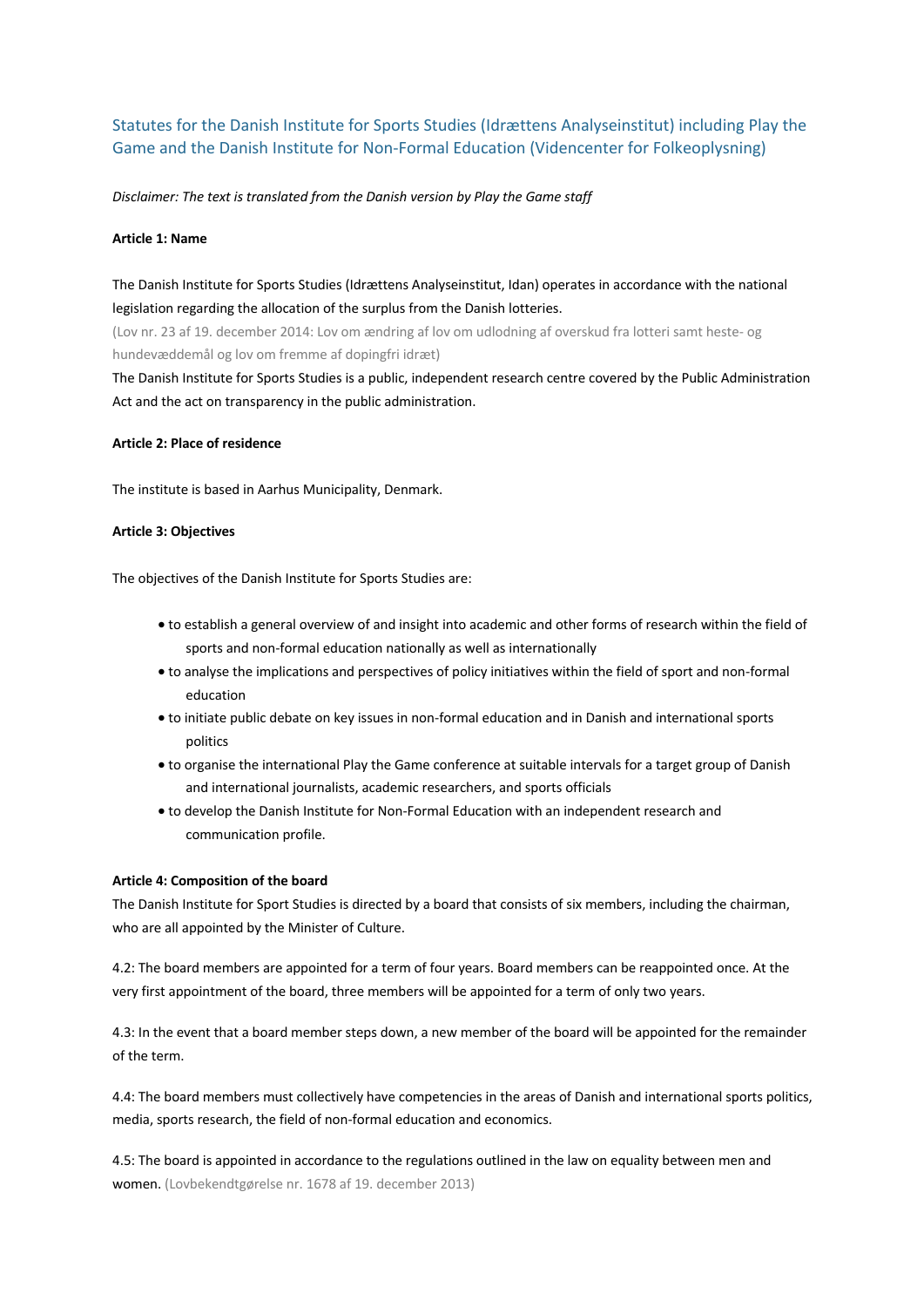# Statutes for the Danish Institute for Sports Studies (Idrættens Analyseinstitut) including Play the Game and the Danish Institute for Non-Formal Education (Videncenter for Folkeoplysning)

*Disclaimer: The text is translated from the Danish version by Play the Game staff*

**Article 1: Name**

The Danish Institute for Sports Studies (Idrættens Analyseinstitut, Idan) operates in accordance with the national legislation regarding the allocation of the surplus from the Danish lotteries.

(Lov nr. 23 af 19. december 2014: Lov om ændring af lov om udlodning af overskud fra lotteri samt heste- og hundevæddemål og lov om fremme af dopingfri idræt)

The Danish Institute for Sports Studies is a public, independent research centre covered by the Public Administration Act and the act on transparency in the public administration.

**Article 2: Place of residence**

The institute is based in Aarhus Municipality, Denmark.

**Article 3: Objectives**

The objectives of the Danish Institute for Sports Studies are:

- to establish a general overview of and insight into academic and other forms of research within the field of sports and non-formal education nationally as well as internationally
- to analyse the implications and perspectives of policy initiatives within the field of sport and non-formal education
- to initiate public debate on key issues in non-formal education and in Danish and international sports politics
- to organise the international Play the Game conference at suitable intervals for a target group of Danish and international journalists, academic researchers, and sports officials
- to develop the Danish Institute for Non-Formal Education with an independent research and communication profile.

**Article 4: Composition of the board**

The Danish Institute for Sport Studies is directed by a board that consists of six members, including the chairman, who are all appointed by the Minister of Culture.

4.2: The board members are appointed for a term of four years. Board members can be reappointed once. At the very first appointment of the board, three members will be appointed for a term of only two years.

4.3: In the event that a board member steps down, a new member of the board will be appointed for the remainder of the term.

4.4: The board members must collectively have competencies in the areas of Danish and international sports politics, media, sports research, the field of non-formal education and economics.

4.5: The board is appointed in accordance to the regulations outlined in the law on equality between men and women. (Lovbekendtgørelse nr. 1678 af 19. december 2013)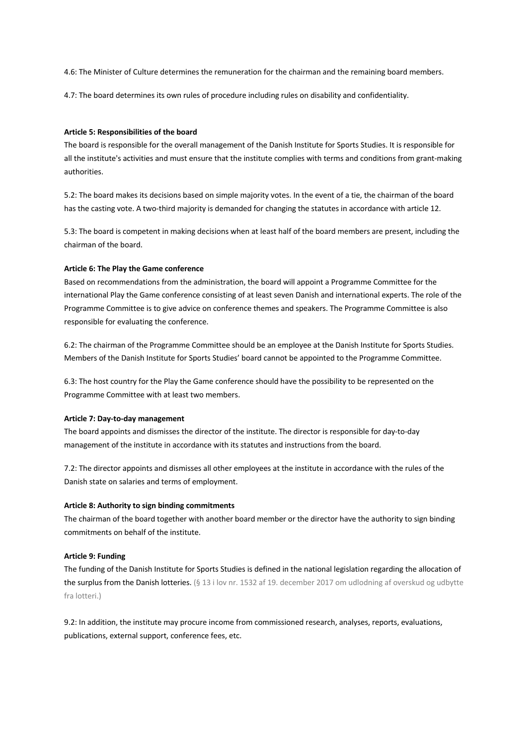4.6: The Minister of Culture determines the remuneration for the chairman and the remaining board members.

4.7: The board determines its own rules of procedure including rules on disability and confidentiality.

**Article 5: Responsibilities of the board**

The board is responsible for the overall management of the Danish Institute for Sports Studies. It is responsible for all the institute's activities and must ensure that the institute complies with terms and conditions from grant-making authorities.

5.2: The board makes its decisions based on simple majority votes. In the event of a tie, the chairman of the board has the casting vote. A two-third majority is demanded for changing the statutes in accordance with article 12.

5.3: The board is competent in making decisions when at least half of the board members are present, including the chairman of the board.

**Article 6: The Play the Game conference**

Based on recommendations from the administration, the board will appoint a Programme Committee for the international Play the Game conference consisting of at least seven Danish and international experts. The role of the Programme Committee is to give advice on conference themes and speakers. The Programme Committee is also responsible for evaluating the conference.

6.2: The chairman of the Programme Committee should be an employee at the Danish Institute for Sports Studies. Members of the Danish Institute for Sports Studies' board cannot be appointed to the Programme Committee.

6.3: The host country for the Play the Game conference should have the possibility to be represented on the Programme Committee with at least two members.

**Article 7: Day-to-day management**

The board appoints and dismisses the director of the institute. The director is responsible for day-to-day management of the institute in accordance with its statutes and instructions from the board.

7.2: The director appoints and dismisses all other employees at the institute in accordance with the rules of the Danish state on salaries and terms of employment.

**Article 8: Authority to sign binding commitments**

The chairman of the board together with another board member or the director have the authority to sign binding commitments on behalf of the institute.

**Article 9: Funding**

The funding of the Danish Institute for Sports Studies is defined in the national legislation regarding the allocation of the surplus from the Danish lotteries. (§ 13 i lov nr. 1532 af 19. december 2017 om udlodning af overskud og udbytte fra lotteri.)

9.2: In addition, the institute may procure income from commissioned research, analyses, reports, evaluations, publications, external support, conference fees, etc.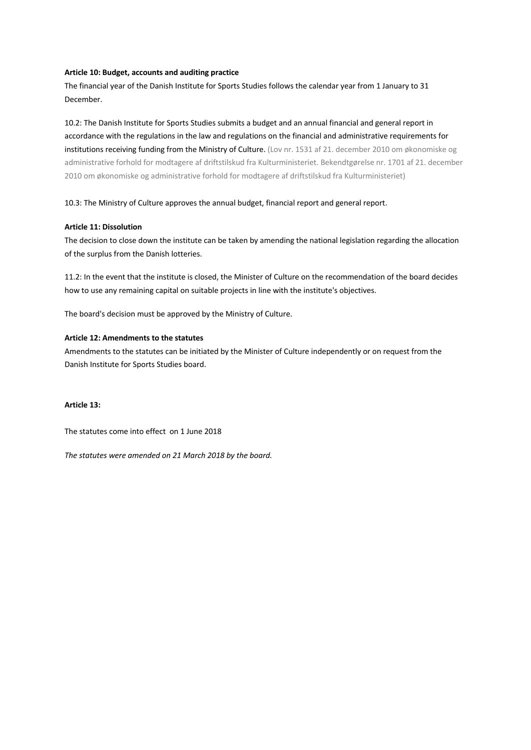**Article 10: Budget, accounts and auditing practice**

The financial year of the Danish Institute for Sports Studies follows the calendar year from 1 January to 31 December.

10.2: The Danish Institute for Sports Studies submits a budget and an annual financial and general report in accordance with the regulations in the law and regulations on the financial and administrative requirements for institutions receiving funding from the Ministry of Culture. (Lov nr. 1531 af 21. december 2010 om økonomiske og administrative forhold for modtagere af driftstilskud fra Kulturministeriet. Bekendtgørelse nr. 1701 af 21. december 2010 om økonomiske og administrative forhold for modtagere af driftstilskud fra Kulturministeriet)

10.3: The Ministry of Culture approves the annual budget, financial report and general report.

**Article 11: Dissolution**

The decision to close down the institute can be taken by amending the national legislation regarding the allocation of the surplus from the Danish lotteries.

11.2: In the event that the institute is closed, the Minister of Culture on the recommendation of the board decides how to use any remaining capital on suitable projects in line with the institute's objectives.

The board's decision must be approved by the Ministry of Culture.

**Article 12: Amendments to the statutes**

Amendments to the statutes can be initiated by the Minister of Culture independently or on request from the Danish Institute for Sports Studies board.

**Article 13:**

The statutes come into effect on 1 June 2018

*The statutes were amended on 21 March 2018 by the board.*